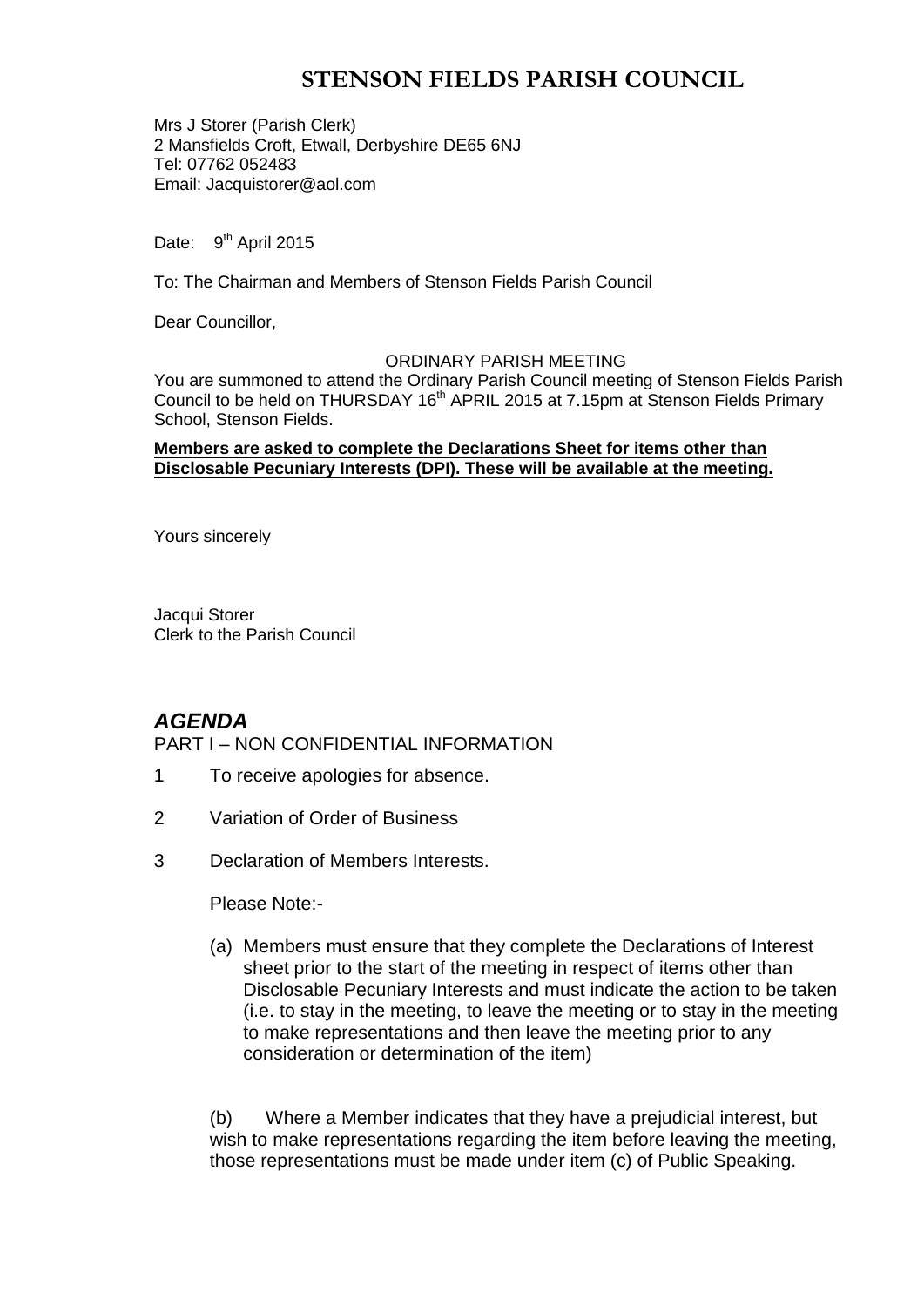# STENSON FIELDS PARISH COUNCIL

Mrs J Storer (Parish Clerk)
2 Mansfields Croft, Etwall, Derbyshire DE65 6NJ
Tel: 07762 052483
Email: Jacquistorer@aol.com

Date: 9th April 2015

To: The Chairman and Members of Stenson Fields Parish Council

Dear Councillor,

ORDINARY PARISH MEETING

You are summoned to attend the Ordinary Parish Council meeting of Stenson Fields Parish Council to be held on THURSDAY 16th APRIL 2015 at 7.15pm at Stenson Fields Primary School, Stenson Fields.

**Members are asked to complete the Declarations Sheet for items other than Disclosable Pecuniary Interests (DPI). These will be available at the meeting.**

Yours sincerely

Jacqui Storer
Clerk to the Parish Council

## *AGENDA*

PART I – NON CONFIDENTIAL INFORMATION

1 To receive apologies for absence.

2 Variation of Order of Business

3 Declaration of Members Interests.

Please Note:-

(a) Members must ensure that they complete the Declarations of Interest sheet prior to the start of the meeting in respect of items other than Disclosable Pecuniary Interests and must indicate the action to be taken (i.e. to stay in the meeting, to leave the meeting or to stay in the meeting to make representations and then leave the meeting prior to any consideration or determination of the item)

(b) Where a Member indicates that they have a prejudicial interest, but wish to make representations regarding the item before leaving the meeting, those representations must be made under item (c) of Public Speaking.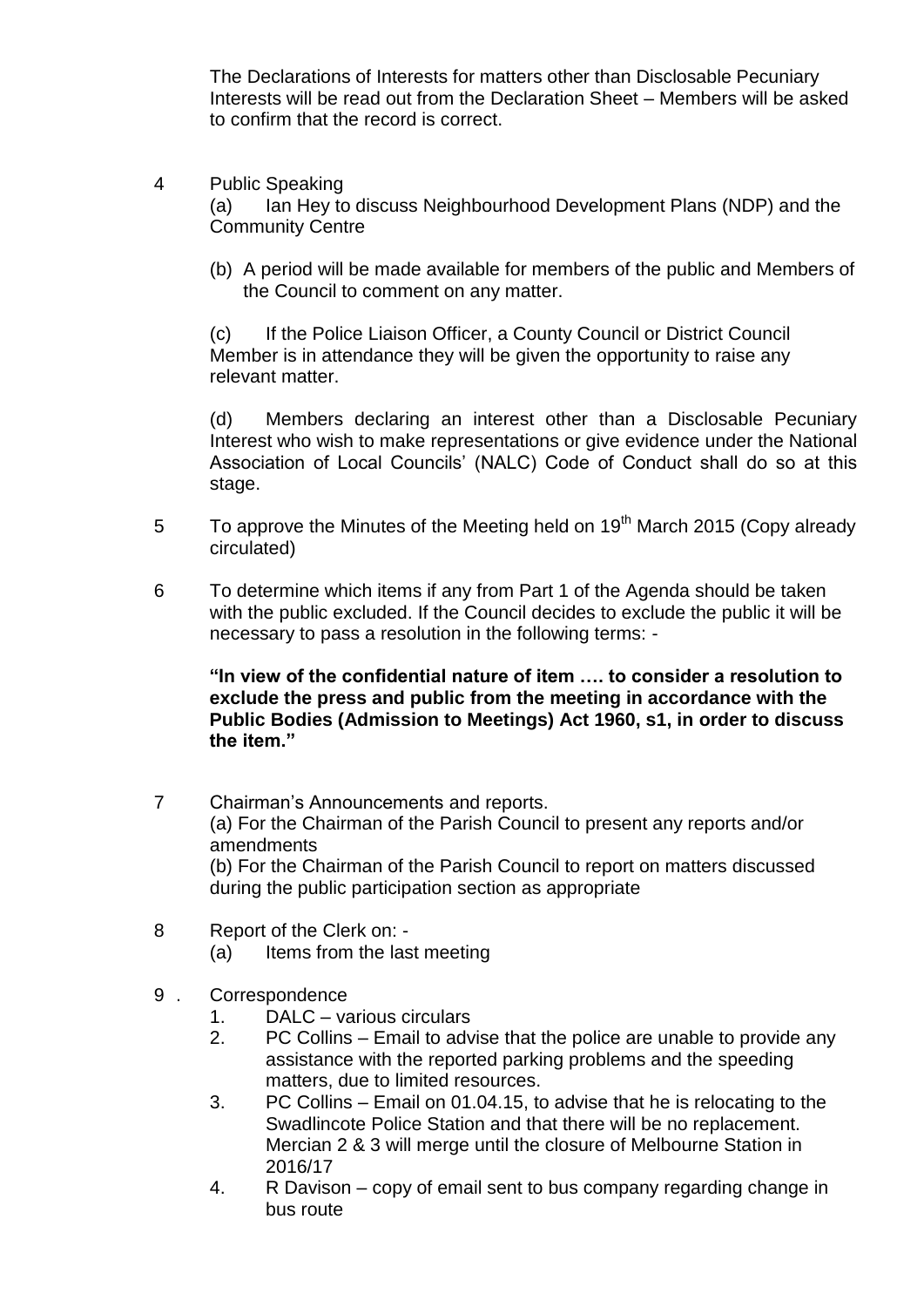The Declarations of Interests for matters other than Disclosable Pecuniary Interests will be read out from the Declaration Sheet – Members will be asked to confirm that the record is correct.

4 Public Speaking

(a) Ian Hey to discuss Neighbourhood Development Plans (NDP) and the Community Centre

(b) A period will be made available for members of the public and Members of the Council to comment on any matter.

(c) If the Police Liaison Officer, a County Council or District Council Member is in attendance they will be given the opportunity to raise any relevant matter.

(d) Members declaring an interest other than a Disclosable Pecuniary Interest who wish to make representations or give evidence under the National Association of Local Councils' (NALC) Code of Conduct shall do so at this stage.

5 To approve the Minutes of the Meeting held on 19th March 2015 (Copy already circulated)

6 To determine which items if any from Part 1 of the Agenda should be taken with the public excluded. If the Council decides to exclude the public it will be necessary to pass a resolution in the following terms: -

**"In view of the confidential nature of item …. to consider a resolution to exclude the press and public from the meeting in accordance with the Public Bodies (Admission to Meetings) Act 1960, s1, in order to discuss the item."**

7 Chairman's Announcements and reports.

(a) For the Chairman of the Parish Council to present any reports and/or amendments

(b) For the Chairman of the Parish Council to report on matters discussed during the public participation section as appropriate

8 Report of the Clerk on: -

(a) Items from the last meeting

9 . Correspondence

1. DALC – various circulars
2. PC Collins – Email to advise that the police are unable to provide any assistance with the reported parking problems and the speeding matters, due to limited resources.
3. PC Collins – Email on 01.04.15, to advise that he is relocating to the Swadlincote Police Station and that there will be no replacement. Mercian 2 & 3 will merge until the closure of Melbourne Station in 2016/17
4. R Davison – copy of email sent to bus company regarding change in bus route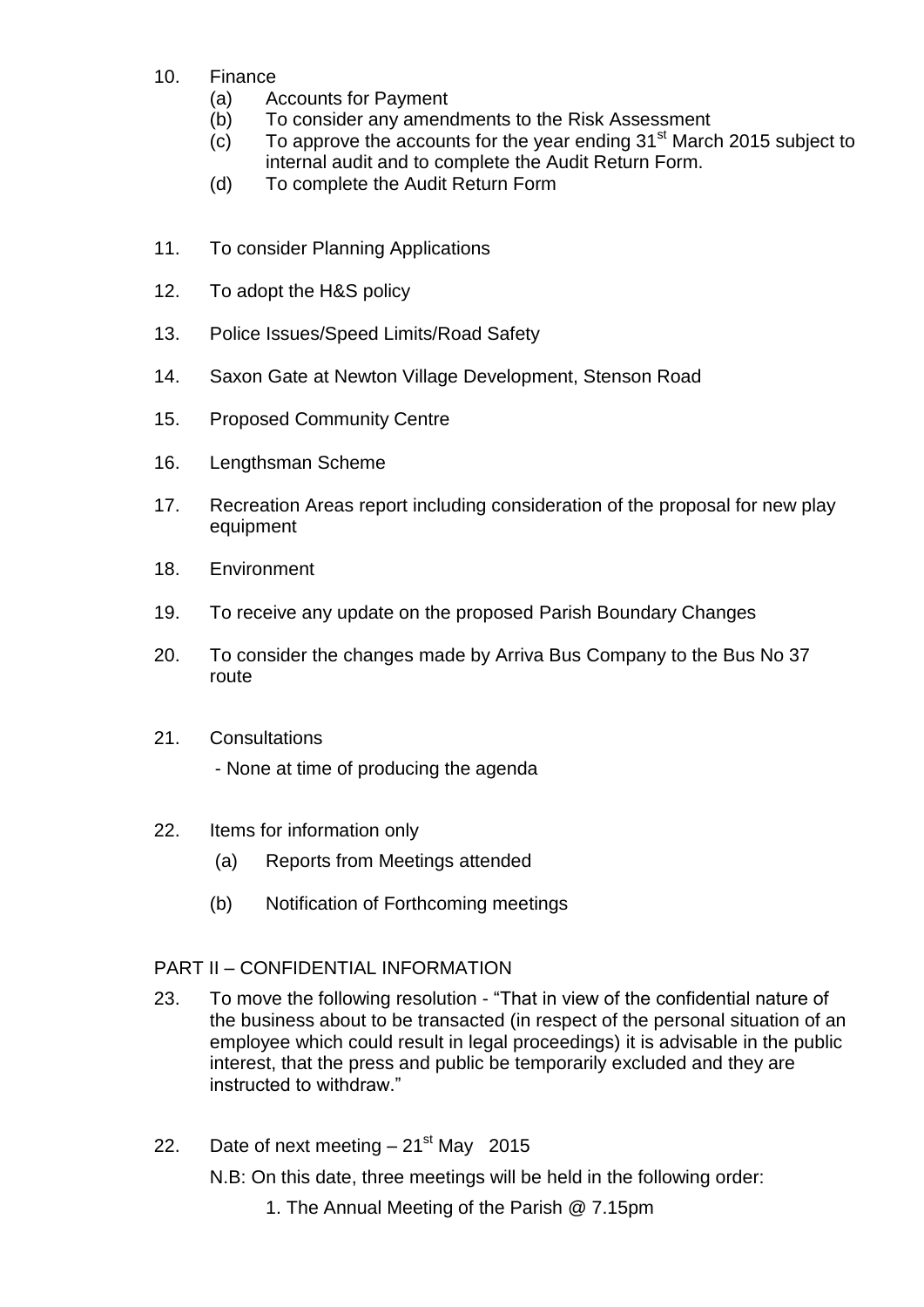10. Finance
    - (a) Accounts for Payment
    - (b) To consider any amendments to the Risk Assessment
    - (c) To approve the accounts for the year ending 31st March 2015 subject to internal audit and to complete the Audit Return Form.
    - (d) To complete the Audit Return Form

11. To consider Planning Applications

12. To adopt the H&S policy

13. Police Issues/Speed Limits/Road Safety

14. Saxon Gate at Newton Village Development, Stenson Road

15. Proposed Community Centre

16. Lengthsman Scheme

17. Recreation Areas report including consideration of the proposal for new play equipment

18. Environment

19. To receive any update on the proposed Parish Boundary Changes

20. To consider the changes made by Arriva Bus Company to the Bus No 37 route

21. Consultations

    - None at time of producing the agenda

22. Items for information only
    - (a) Reports from Meetings attended
    - (b) Notification of Forthcoming meetings

PART II – CONFIDENTIAL INFORMATION

23. To move the following resolution - "That in view of the confidential nature of the business about to be transacted (in respect of the personal situation of an employee which could result in legal proceedings) it is advisable in the public interest, that the press and public be temporarily excluded and they are instructed to withdraw."

22. Date of next meeting – 21st May 2015

    N.B: On this date, three meetings will be held in the following order:

    1. The Annual Meeting of the Parish @ 7.15pm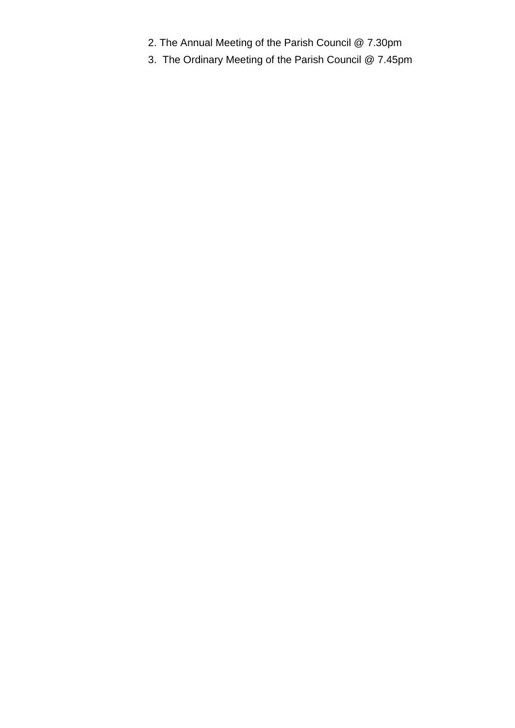2. The Annual Meeting of the Parish Council @ 7.30pm
3. The Ordinary Meeting of the Parish Council @ 7.45pm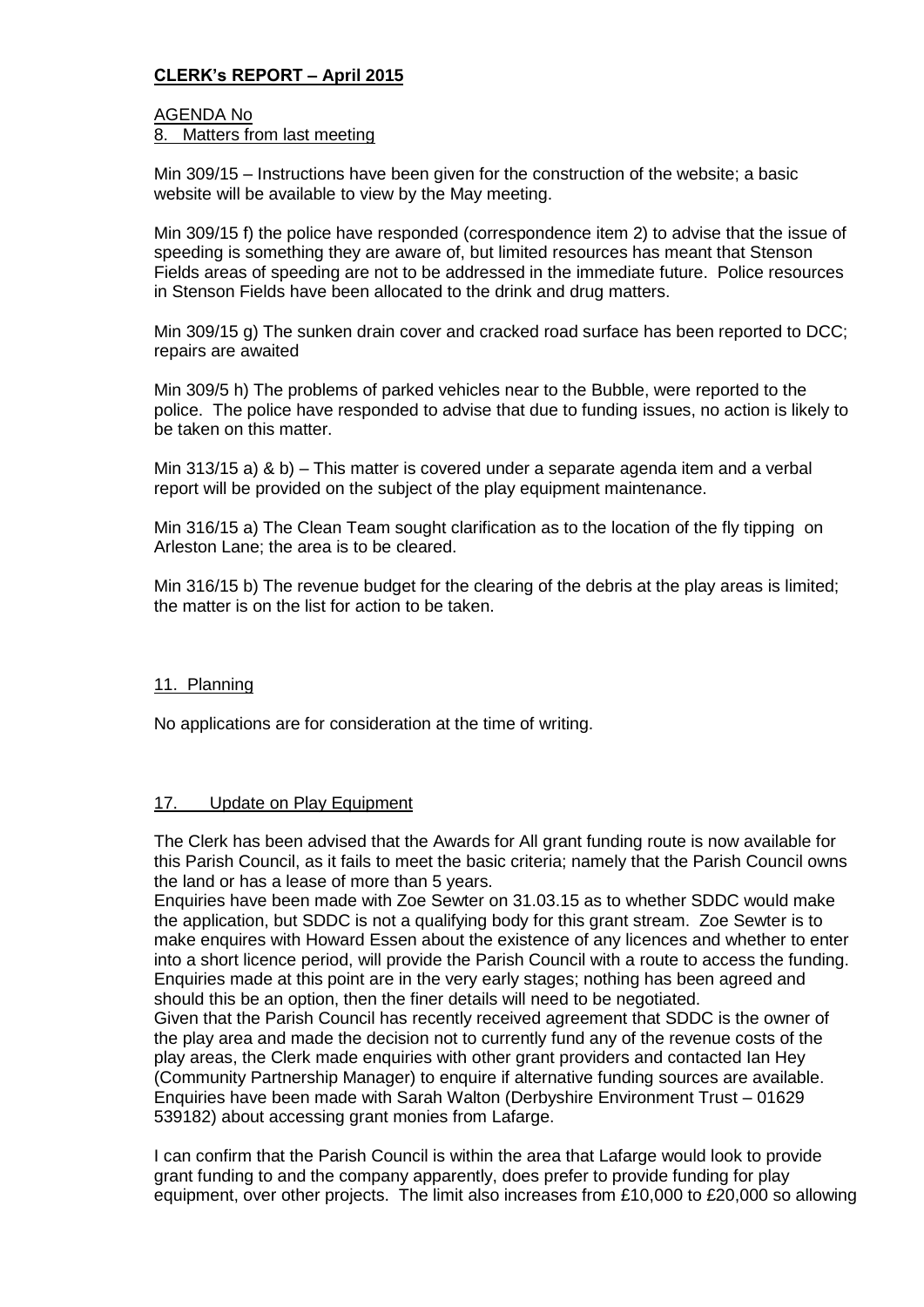**CLERK's REPORT – April 2015**

AGENDA No

8. Matters from last meeting

Min 309/15 – Instructions have been given for the construction of the website; a basic website will be available to view by the May meeting.

Min 309/15 f) the police have responded (correspondence item 2) to advise that the issue of speeding is something they are aware of, but limited resources has meant that Stenson Fields areas of speeding are not to be addressed in the immediate future. Police resources in Stenson Fields have been allocated to the drink and drug matters.

Min 309/15 g) The sunken drain cover and cracked road surface has been reported to DCC; repairs are awaited

Min 309/5 h) The problems of parked vehicles near to the Bubble, were reported to the police. The police have responded to advise that due to funding issues, no action is likely to be taken on this matter.

Min 313/15 a) & b) – This matter is covered under a separate agenda item and a verbal report will be provided on the subject of the play equipment maintenance.

Min 316/15 a) The Clean Team sought clarification as to the location of the fly tipping on Arleston Lane; the area is to be cleared.

Min 316/15 b) The revenue budget for the clearing of the debris at the play areas is limited; the matter is on the list for action to be taken.

11. Planning

No applications are for consideration at the time of writing.

17. Update on Play Equipment

The Clerk has been advised that the Awards for All grant funding route is now available for this Parish Council, as it fails to meet the basic criteria; namely that the Parish Council owns the land or has a lease of more than 5 years.

Enquiries have been made with Zoe Sewter on 31.03.15 as to whether SDDC would make the application, but SDDC is not a qualifying body for this grant stream. Zoe Sewter is to make enquires with Howard Essen about the existence of any licences and whether to enter into a short licence period, will provide the Parish Council with a route to access the funding. Enquiries made at this point are in the very early stages; nothing has been agreed and should this be an option, then the finer details will need to be negotiated.

Given that the Parish Council has recently received agreement that SDDC is the owner of the play area and made the decision not to currently fund any of the revenue costs of the play areas, the Clerk made enquiries with other grant providers and contacted Ian Hey (Community Partnership Manager) to enquire if alternative funding sources are available. Enquiries have been made with Sarah Walton (Derbyshire Environment Trust – 01629 539182) about accessing grant monies from Lafarge.

I can confirm that the Parish Council is within the area that Lafarge would look to provide grant funding to and the company apparently, does prefer to provide funding for play equipment, over other projects. The limit also increases from £10,000 to £20,000 so allowing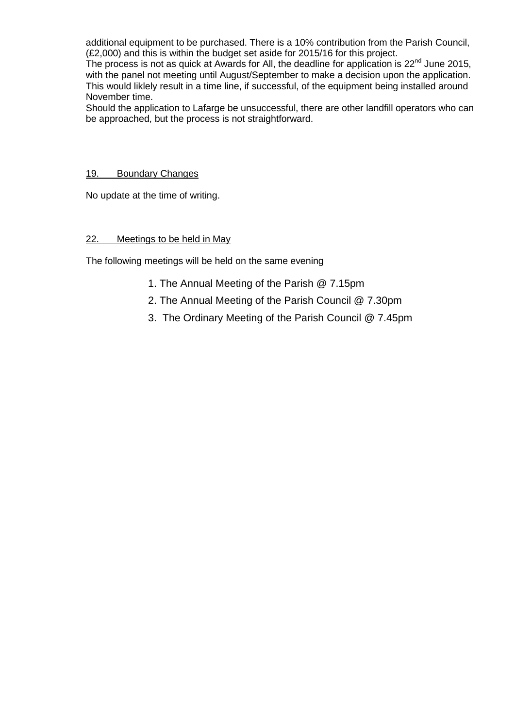additional equipment to be purchased. There is a 10% contribution from the Parish Council, (£2,000) and this is within the budget set aside for 2015/16 for this project.
The process is not as quick at Awards for All, the deadline for application is 22nd June 2015, with the panel not meeting until August/September to make a decision upon the application. This would liklely result in a time line, if successful, of the equipment being installed around November time.
Should the application to Lafarge be unsuccessful, there are other landfill operators who can be approached, but the process is not straightforward.

19. Boundary Changes

No update at the time of writing.

22. Meetings to be held in May

The following meetings will be held on the same evening

1. The Annual Meeting of the Parish @ 7.15pm
2. The Annual Meeting of the Parish Council @ 7.30pm
3. The Ordinary Meeting of the Parish Council @ 7.45pm